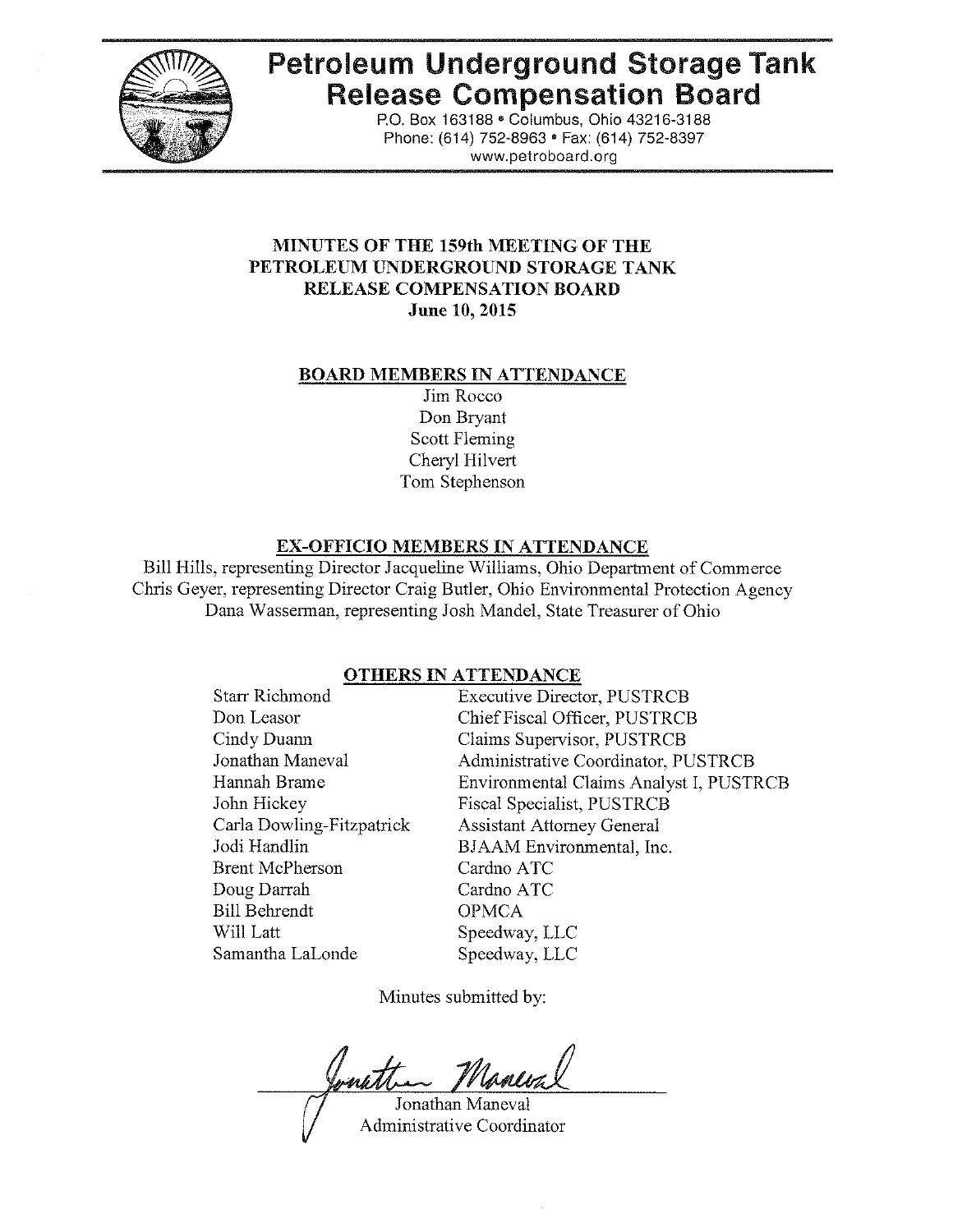# Petroleum Underground Storage Tank Release Compensation Board

P.O. Box 163188 • Columbus, Ohio 43216-3188
Phone: (614) 752-8963 • Fax: (614) 752-8397
www.petroboard.org

## MINUTES OF THE 159th MEETING OF THE PETROLEUM UNDERGROUND STORAGE TANK RELEASE COMPENSATION BOARD
**June 10, 2015**

### BOARD MEMBERS IN ATTENDANCE

Jim Rocco
Don Bryant
Scott Fleming
Cheryl Hilvert
Tom Stephenson

### EX-OFFICIO MEMBERS IN ATTENDANCE

Bill Hills, representing Director Jacqueline Williams, Ohio Department of Commerce
Chris Geyer, representing Director Craig Butler, Ohio Environmental Protection Agency
Dana Wasserman, representing Josh Mandel, State Treasurer of Ohio

### OTHERS IN ATTENDANCE

| | |
|---|---|
| Starr Richmond | Executive Director, PUSTRCB |
| Don Leasor | Chief Fiscal Officer, PUSTRCB |
| Cindy Duann | Claims Supervisor, PUSTRCB |
| Jonathan Maneval | Administrative Coordinator, PUSTRCB |
| Hannah Brame | Environmental Claims Analyst I, PUSTRCB |
| John Hickey | Fiscal Specialist, PUSTRCB |
| Carla Dowling-Fitzpatrick | Assistant Attorney General |
| Jodi Handlin | BJAAM Environmental, Inc. |
| Brent McPherson | Cardno ATC |
| Doug Darrah | Cardno ATC |
| Bill Behrendt | OPMCA |
| Will Latt | Speedway, LLC |
| Samantha LaLonde | Speedway, LLC |

Minutes submitted by:

Jonathan Maneval
Administrative Coordinator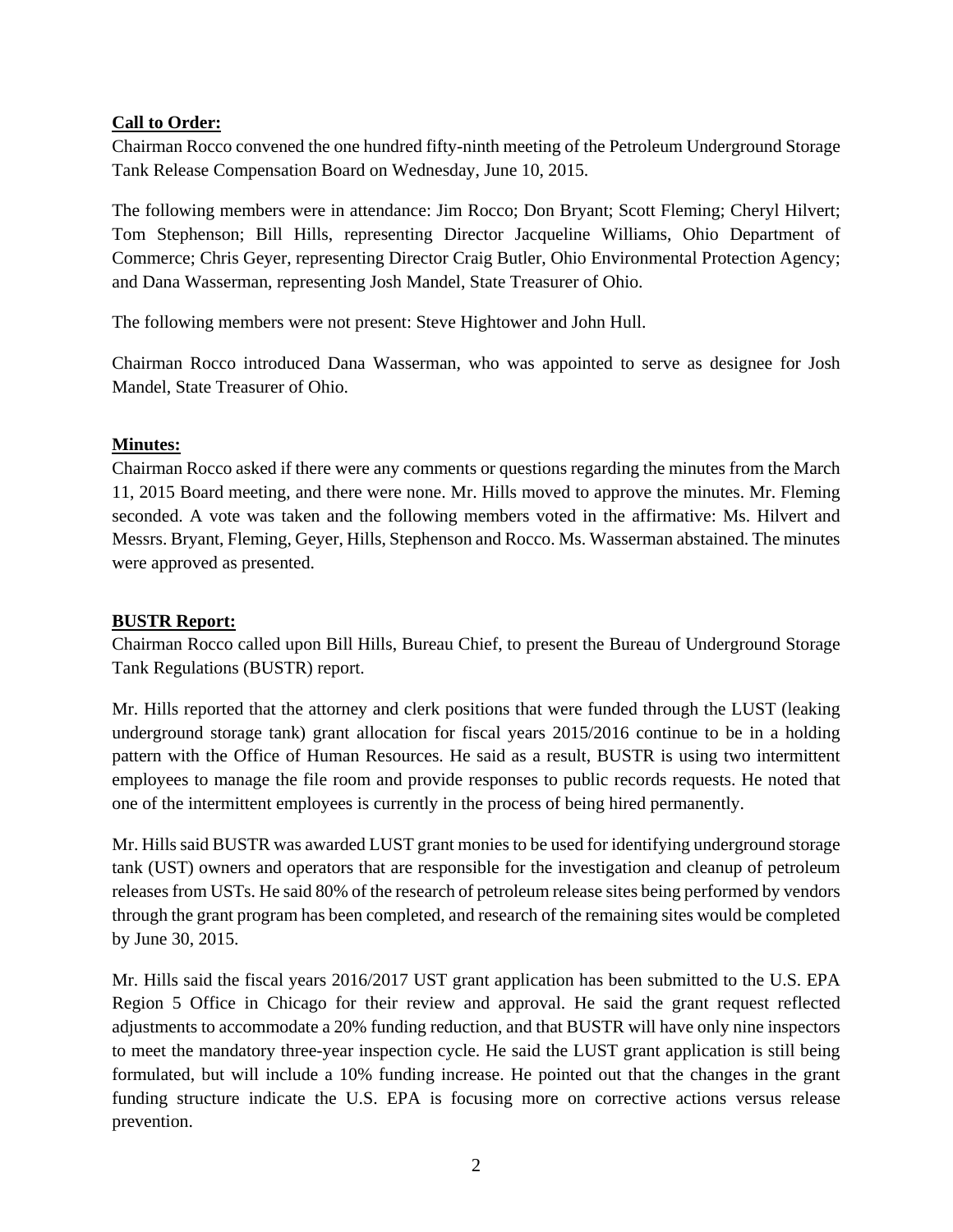**Call to Order:**

Chairman Rocco convened the one hundred fifty-ninth meeting of the Petroleum Underground Storage Tank Release Compensation Board on Wednesday, June 10, 2015.

The following members were in attendance: Jim Rocco; Don Bryant; Scott Fleming; Cheryl Hilvert; Tom Stephenson; Bill Hills, representing Director Jacqueline Williams, Ohio Department of Commerce; Chris Geyer, representing Director Craig Butler, Ohio Environmental Protection Agency; and Dana Wasserman, representing Josh Mandel, State Treasurer of Ohio.

The following members were not present: Steve Hightower and John Hull.

Chairman Rocco introduced Dana Wasserman, who was appointed to serve as designee for Josh Mandel, State Treasurer of Ohio.

**Minutes:**

Chairman Rocco asked if there were any comments or questions regarding the minutes from the March 11, 2015 Board meeting, and there were none. Mr. Hills moved to approve the minutes. Mr. Fleming seconded. A vote was taken and the following members voted in the affirmative: Ms. Hilvert and Messrs. Bryant, Fleming, Geyer, Hills, Stephenson and Rocco. Ms. Wasserman abstained. The minutes were approved as presented.

**BUSTR Report:**

Chairman Rocco called upon Bill Hills, Bureau Chief, to present the Bureau of Underground Storage Tank Regulations (BUSTR) report.

Mr. Hills reported that the attorney and clerk positions that were funded through the LUST (leaking underground storage tank) grant allocation for fiscal years 2015/2016 continue to be in a holding pattern with the Office of Human Resources. He said as a result, BUSTR is using two intermittent employees to manage the file room and provide responses to public records requests. He noted that one of the intermittent employees is currently in the process of being hired permanently.

Mr. Hills said BUSTR was awarded LUST grant monies to be used for identifying underground storage tank (UST) owners and operators that are responsible for the investigation and cleanup of petroleum releases from USTs. He said 80% of the research of petroleum release sites being performed by vendors through the grant program has been completed, and research of the remaining sites would be completed by June 30, 2015.

Mr. Hills said the fiscal years 2016/2017 UST grant application has been submitted to the U.S. EPA Region 5 Office in Chicago for their review and approval. He said the grant request reflected adjustments to accommodate a 20% funding reduction, and that BUSTR will have only nine inspectors to meet the mandatory three-year inspection cycle. He said the LUST grant application is still being formulated, but will include a 10% funding increase. He pointed out that the changes in the grant funding structure indicate the U.S. EPA is focusing more on corrective actions versus release prevention.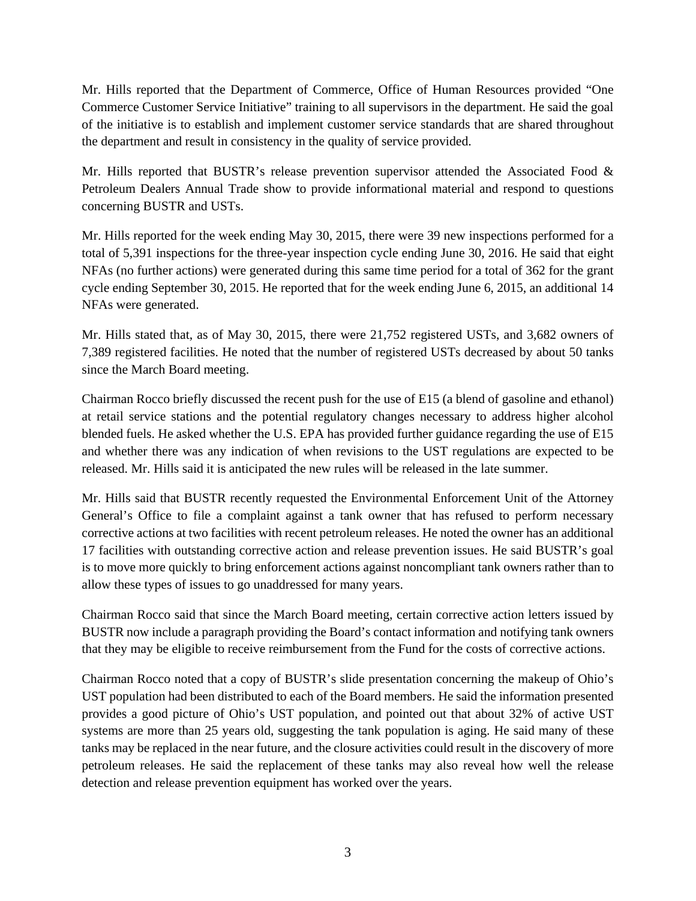Mr. Hills reported that the Department of Commerce, Office of Human Resources provided "One Commerce Customer Service Initiative" training to all supervisors in the department. He said the goal of the initiative is to establish and implement customer service standards that are shared throughout the department and result in consistency in the quality of service provided.

Mr. Hills reported that BUSTR's release prevention supervisor attended the Associated Food & Petroleum Dealers Annual Trade show to provide informational material and respond to questions concerning BUSTR and USTs.

Mr. Hills reported for the week ending May 30, 2015, there were 39 new inspections performed for a total of 5,391 inspections for the three-year inspection cycle ending June 30, 2016. He said that eight NFAs (no further actions) were generated during this same time period for a total of 362 for the grant cycle ending September 30, 2015. He reported that for the week ending June 6, 2015, an additional 14 NFAs were generated.

Mr. Hills stated that, as of May 30, 2015, there were 21,752 registered USTs, and 3,682 owners of 7,389 registered facilities. He noted that the number of registered USTs decreased by about 50 tanks since the March Board meeting.

Chairman Rocco briefly discussed the recent push for the use of E15 (a blend of gasoline and ethanol) at retail service stations and the potential regulatory changes necessary to address higher alcohol blended fuels. He asked whether the U.S. EPA has provided further guidance regarding the use of E15 and whether there was any indication of when revisions to the UST regulations are expected to be released. Mr. Hills said it is anticipated the new rules will be released in the late summer.

Mr. Hills said that BUSTR recently requested the Environmental Enforcement Unit of the Attorney General's Office to file a complaint against a tank owner that has refused to perform necessary corrective actions at two facilities with recent petroleum releases. He noted the owner has an additional 17 facilities with outstanding corrective action and release prevention issues. He said BUSTR's goal is to move more quickly to bring enforcement actions against noncompliant tank owners rather than to allow these types of issues to go unaddressed for many years.

Chairman Rocco said that since the March Board meeting, certain corrective action letters issued by BUSTR now include a paragraph providing the Board's contact information and notifying tank owners that they may be eligible to receive reimbursement from the Fund for the costs of corrective actions.

Chairman Rocco noted that a copy of BUSTR's slide presentation concerning the makeup of Ohio's UST population had been distributed to each of the Board members. He said the information presented provides a good picture of Ohio's UST population, and pointed out that about 32% of active UST systems are more than 25 years old, suggesting the tank population is aging. He said many of these tanks may be replaced in the near future, and the closure activities could result in the discovery of more petroleum releases. He said the replacement of these tanks may also reveal how well the release detection and release prevention equipment has worked over the years.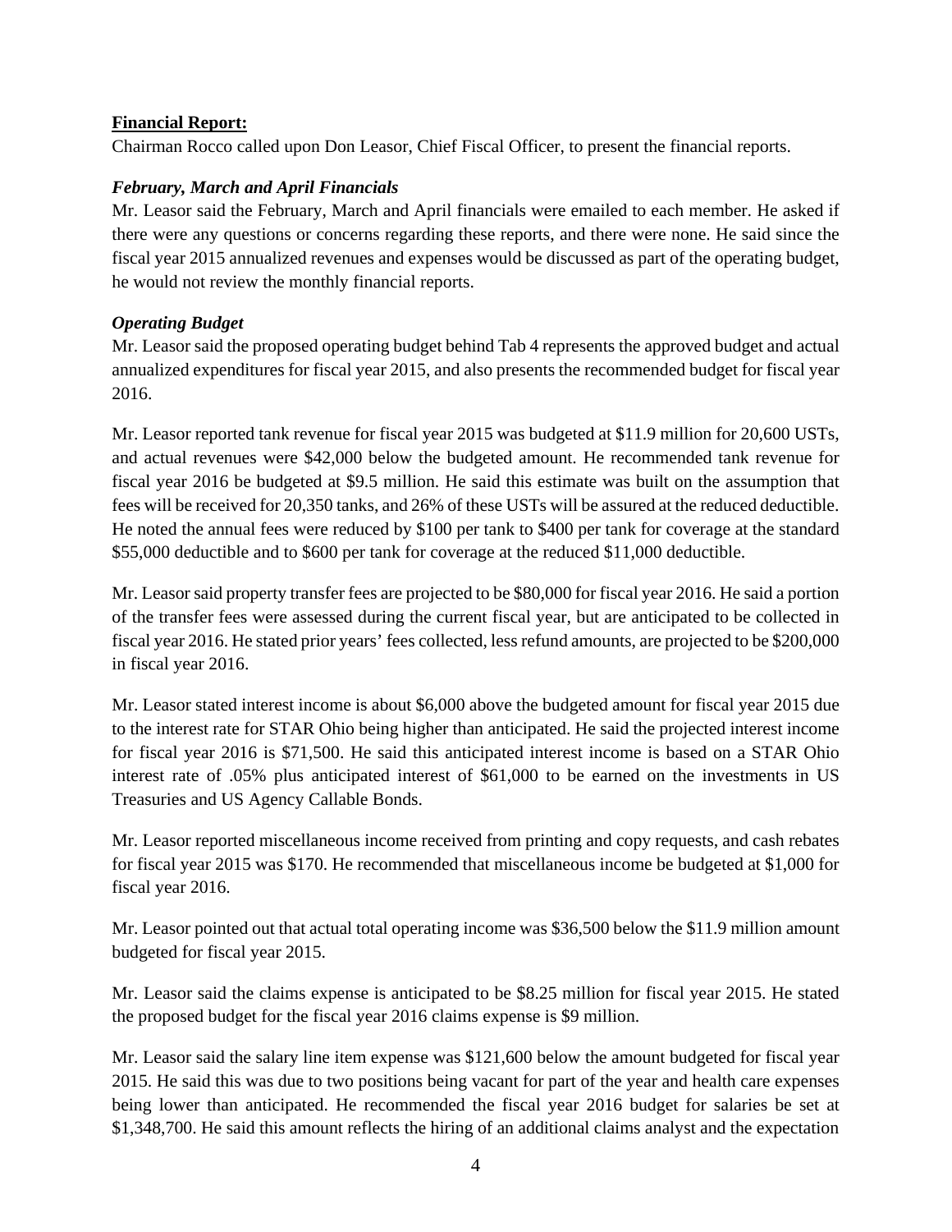**Financial Report:**

Chairman Rocco called upon Don Leasor, Chief Fiscal Officer, to present the financial reports.

***February, March and April Financials***

Mr. Leasor said the February, March and April financials were emailed to each member. He asked if there were any questions or concerns regarding these reports, and there were none. He said since the fiscal year 2015 annualized revenues and expenses would be discussed as part of the operating budget, he would not review the monthly financial reports.

***Operating Budget***

Mr. Leasor said the proposed operating budget behind Tab 4 represents the approved budget and actual annualized expenditures for fiscal year 2015, and also presents the recommended budget for fiscal year 2016.

Mr. Leasor reported tank revenue for fiscal year 2015 was budgeted at $11.9 million for 20,600 USTs, and actual revenues were $42,000 below the budgeted amount. He recommended tank revenue for fiscal year 2016 be budgeted at $9.5 million. He said this estimate was built on the assumption that fees will be received for 20,350 tanks, and 26% of these USTs will be assured at the reduced deductible. He noted the annual fees were reduced by $100 per tank to $400 per tank for coverage at the standard $55,000 deductible and to $600 per tank for coverage at the reduced $11,000 deductible.

Mr. Leasor said property transfer fees are projected to be $80,000 for fiscal year 2016. He said a portion of the transfer fees were assessed during the current fiscal year, but are anticipated to be collected in fiscal year 2016. He stated prior years' fees collected, less refund amounts, are projected to be $200,000 in fiscal year 2016.

Mr. Leasor stated interest income is about $6,000 above the budgeted amount for fiscal year 2015 due to the interest rate for STAR Ohio being higher than anticipated. He said the projected interest income for fiscal year 2016 is $71,500. He said this anticipated interest income is based on a STAR Ohio interest rate of .05% plus anticipated interest of $61,000 to be earned on the investments in US Treasuries and US Agency Callable Bonds.

Mr. Leasor reported miscellaneous income received from printing and copy requests, and cash rebates for fiscal year 2015 was $170. He recommended that miscellaneous income be budgeted at $1,000 for fiscal year 2016.

Mr. Leasor pointed out that actual total operating income was $36,500 below the $11.9 million amount budgeted for fiscal year 2015.

Mr. Leasor said the claims expense is anticipated to be $8.25 million for fiscal year 2015. He stated the proposed budget for the fiscal year 2016 claims expense is $9 million.

Mr. Leasor said the salary line item expense was $121,600 below the amount budgeted for fiscal year 2015. He said this was due to two positions being vacant for part of the year and health care expenses being lower than anticipated. He recommended the fiscal year 2016 budget for salaries be set at $1,348,700. He said this amount reflects the hiring of an additional claims analyst and the expectation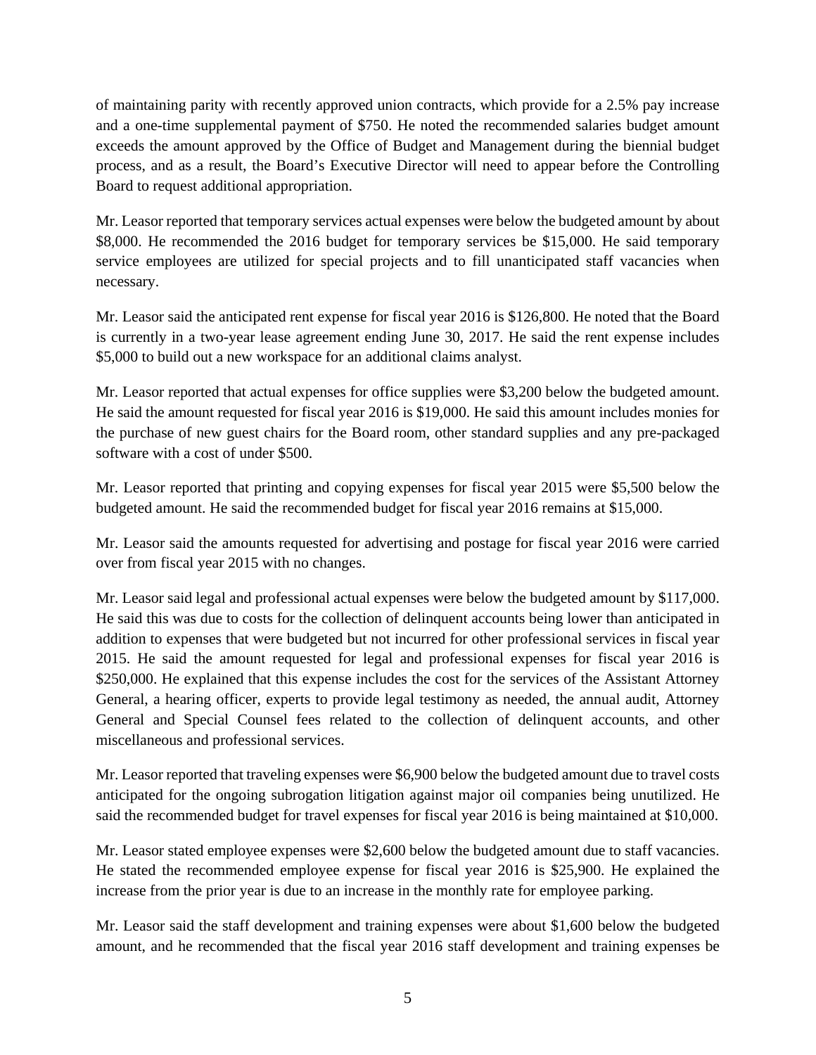of maintaining parity with recently approved union contracts, which provide for a 2.5% pay increase and a one-time supplemental payment of $750. He noted the recommended salaries budget amount exceeds the amount approved by the Office of Budget and Management during the biennial budget process, and as a result, the Board's Executive Director will need to appear before the Controlling Board to request additional appropriation.

Mr. Leasor reported that temporary services actual expenses were below the budgeted amount by about $8,000. He recommended the 2016 budget for temporary services be $15,000. He said temporary service employees are utilized for special projects and to fill unanticipated staff vacancies when necessary.

Mr. Leasor said the anticipated rent expense for fiscal year 2016 is $126,800. He noted that the Board is currently in a two-year lease agreement ending June 30, 2017. He said the rent expense includes $5,000 to build out a new workspace for an additional claims analyst.

Mr. Leasor reported that actual expenses for office supplies were $3,200 below the budgeted amount. He said the amount requested for fiscal year 2016 is $19,000. He said this amount includes monies for the purchase of new guest chairs for the Board room, other standard supplies and any pre-packaged software with a cost of under $500.

Mr. Leasor reported that printing and copying expenses for fiscal year 2015 were $5,500 below the budgeted amount. He said the recommended budget for fiscal year 2016 remains at $15,000.

Mr. Leasor said the amounts requested for advertising and postage for fiscal year 2016 were carried over from fiscal year 2015 with no changes.

Mr. Leasor said legal and professional actual expenses were below the budgeted amount by $117,000. He said this was due to costs for the collection of delinquent accounts being lower than anticipated in addition to expenses that were budgeted but not incurred for other professional services in fiscal year 2015. He said the amount requested for legal and professional expenses for fiscal year 2016 is $250,000. He explained that this expense includes the cost for the services of the Assistant Attorney General, a hearing officer, experts to provide legal testimony as needed, the annual audit, Attorney General and Special Counsel fees related to the collection of delinquent accounts, and other miscellaneous and professional services.

Mr. Leasor reported that traveling expenses were $6,900 below the budgeted amount due to travel costs anticipated for the ongoing subrogation litigation against major oil companies being unutilized. He said the recommended budget for travel expenses for fiscal year 2016 is being maintained at $10,000.

Mr. Leasor stated employee expenses were $2,600 below the budgeted amount due to staff vacancies. He stated the recommended employee expense for fiscal year 2016 is $25,900. He explained the increase from the prior year is due to an increase in the monthly rate for employee parking.

Mr. Leasor said the staff development and training expenses were about $1,600 below the budgeted amount, and he recommended that the fiscal year 2016 staff development and training expenses be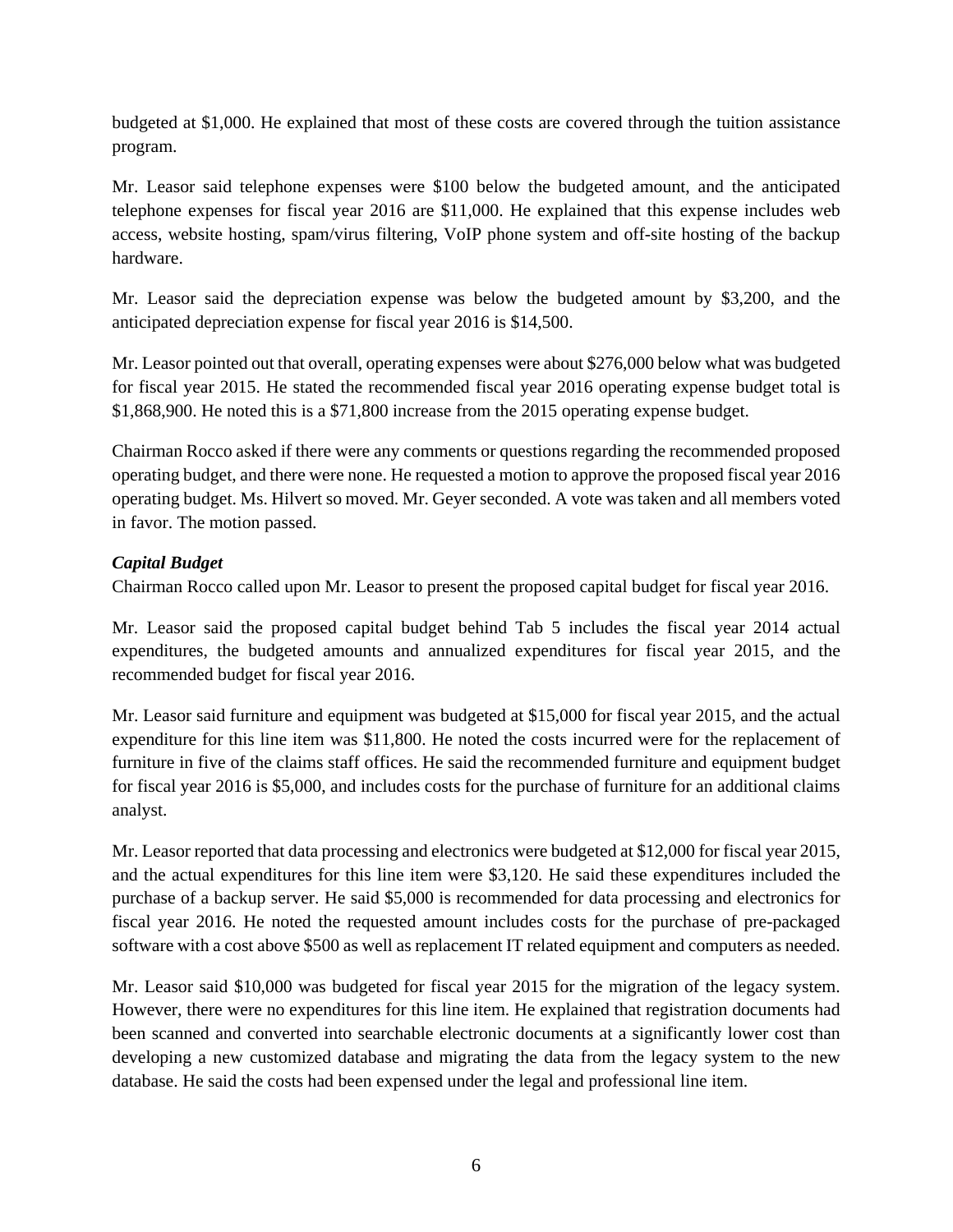budgeted at $1,000. He explained that most of these costs are covered through the tuition assistance program.

Mr. Leasor said telephone expenses were $100 below the budgeted amount, and the anticipated telephone expenses for fiscal year 2016 are $11,000. He explained that this expense includes web access, website hosting, spam/virus filtering, VoIP phone system and off-site hosting of the backup hardware.

Mr. Leasor said the depreciation expense was below the budgeted amount by $3,200, and the anticipated depreciation expense for fiscal year 2016 is $14,500.

Mr. Leasor pointed out that overall, operating expenses were about $276,000 below what was budgeted for fiscal year 2015. He stated the recommended fiscal year 2016 operating expense budget total is $1,868,900. He noted this is a $71,800 increase from the 2015 operating expense budget.

Chairman Rocco asked if there were any comments or questions regarding the recommended proposed operating budget, and there were none. He requested a motion to approve the proposed fiscal year 2016 operating budget. Ms. Hilvert so moved. Mr. Geyer seconded. A vote was taken and all members voted in favor. The motion passed.

***Capital Budget***

Chairman Rocco called upon Mr. Leasor to present the proposed capital budget for fiscal year 2016.

Mr. Leasor said the proposed capital budget behind Tab 5 includes the fiscal year 2014 actual expenditures, the budgeted amounts and annualized expenditures for fiscal year 2015, and the recommended budget for fiscal year 2016.

Mr. Leasor said furniture and equipment was budgeted at $15,000 for fiscal year 2015, and the actual expenditure for this line item was $11,800. He noted the costs incurred were for the replacement of furniture in five of the claims staff offices. He said the recommended furniture and equipment budget for fiscal year 2016 is $5,000, and includes costs for the purchase of furniture for an additional claims analyst.

Mr. Leasor reported that data processing and electronics were budgeted at $12,000 for fiscal year 2015, and the actual expenditures for this line item were $3,120. He said these expenditures included the purchase of a backup server. He said $5,000 is recommended for data processing and electronics for fiscal year 2016. He noted the requested amount includes costs for the purchase of pre-packaged software with a cost above $500 as well as replacement IT related equipment and computers as needed.

Mr. Leasor said $10,000 was budgeted for fiscal year 2015 for the migration of the legacy system. However, there were no expenditures for this line item. He explained that registration documents had been scanned and converted into searchable electronic documents at a significantly lower cost than developing a new customized database and migrating the data from the legacy system to the new database. He said the costs had been expensed under the legal and professional line item.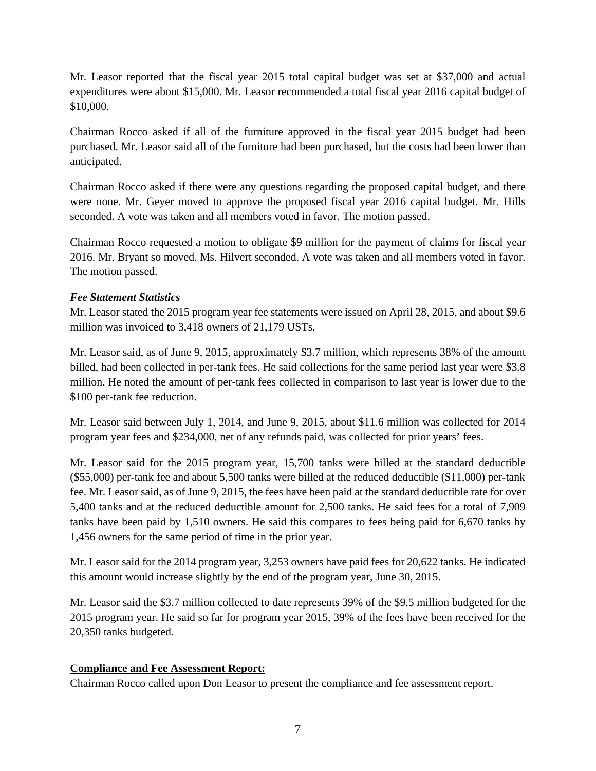Mr. Leasor reported that the fiscal year 2015 total capital budget was set at $37,000 and actual expenditures were about $15,000. Mr. Leasor recommended a total fiscal year 2016 capital budget of $10,000.

Chairman Rocco asked if all of the furniture approved in the fiscal year 2015 budget had been purchased. Mr. Leasor said all of the furniture had been purchased, but the costs had been lower than anticipated.

Chairman Rocco asked if there were any questions regarding the proposed capital budget, and there were none. Mr. Geyer moved to approve the proposed fiscal year 2016 capital budget. Mr. Hills seconded. A vote was taken and all members voted in favor. The motion passed.

Chairman Rocco requested a motion to obligate $9 million for the payment of claims for fiscal year 2016. Mr. Bryant so moved. Ms. Hilvert seconded. A vote was taken and all members voted in favor. The motion passed.

***Fee Statement Statistics***

Mr. Leasor stated the 2015 program year fee statements were issued on April 28, 2015, and about $9.6 million was invoiced to 3,418 owners of 21,179 USTs.

Mr. Leasor said, as of June 9, 2015, approximately $3.7 million, which represents 38% of the amount billed, had been collected in per-tank fees. He said collections for the same period last year were $3.8 million. He noted the amount of per-tank fees collected in comparison to last year is lower due to the $100 per-tank fee reduction.

Mr. Leasor said between July 1, 2014, and June 9, 2015, about $11.6 million was collected for 2014 program year fees and $234,000, net of any refunds paid, was collected for prior years' fees.

Mr. Leasor said for the 2015 program year, 15,700 tanks were billed at the standard deductible ($55,000) per-tank fee and about 5,500 tanks were billed at the reduced deductible ($11,000) per-tank fee. Mr. Leasor said, as of June 9, 2015, the fees have been paid at the standard deductible rate for over 5,400 tanks and at the reduced deductible amount for 2,500 tanks. He said fees for a total of 7,909 tanks have been paid by 1,510 owners. He said this compares to fees being paid for 6,670 tanks by 1,456 owners for the same period of time in the prior year.

Mr. Leasor said for the 2014 program year, 3,253 owners have paid fees for 20,622 tanks. He indicated this amount would increase slightly by the end of the program year, June 30, 2015.

Mr. Leasor said the $3.7 million collected to date represents 39% of the $9.5 million budgeted for the 2015 program year. He said so far for program year 2015, 39% of the fees have been received for the 20,350 tanks budgeted.

**Compliance and Fee Assessment Report:**

Chairman Rocco called upon Don Leasor to present the compliance and fee assessment report.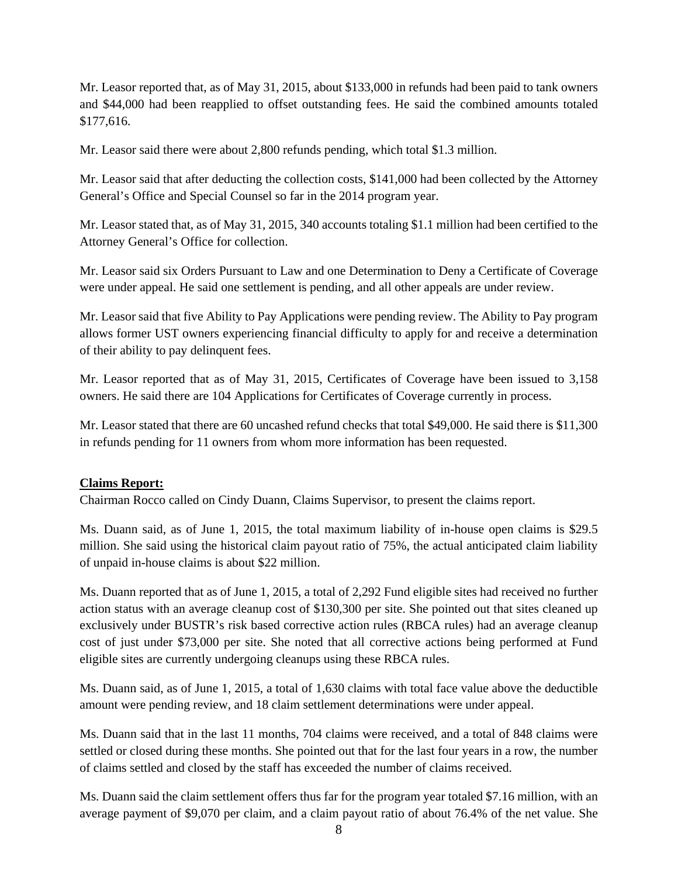Mr. Leasor reported that, as of May 31, 2015, about $133,000 in refunds had been paid to tank owners and $44,000 had been reapplied to offset outstanding fees. He said the combined amounts totaled $177,616.

Mr. Leasor said there were about 2,800 refunds pending, which total $1.3 million.

Mr. Leasor said that after deducting the collection costs, $141,000 had been collected by the Attorney General's Office and Special Counsel so far in the 2014 program year.

Mr. Leasor stated that, as of May 31, 2015, 340 accounts totaling $1.1 million had been certified to the Attorney General's Office for collection.

Mr. Leasor said six Orders Pursuant to Law and one Determination to Deny a Certificate of Coverage were under appeal. He said one settlement is pending, and all other appeals are under review.

Mr. Leasor said that five Ability to Pay Applications were pending review. The Ability to Pay program allows former UST owners experiencing financial difficulty to apply for and receive a determination of their ability to pay delinquent fees.

Mr. Leasor reported that as of May 31, 2015, Certificates of Coverage have been issued to 3,158 owners. He said there are 104 Applications for Certificates of Coverage currently in process.

Mr. Leasor stated that there are 60 uncashed refund checks that total $49,000. He said there is $11,300 in refunds pending for 11 owners from whom more information has been requested.

**Claims Report:**

Chairman Rocco called on Cindy Duann, Claims Supervisor, to present the claims report.

Ms. Duann said, as of June 1, 2015, the total maximum liability of in-house open claims is $29.5 million. She said using the historical claim payout ratio of 75%, the actual anticipated claim liability of unpaid in-house claims is about $22 million.

Ms. Duann reported that as of June 1, 2015, a total of 2,292 Fund eligible sites had received no further action status with an average cleanup cost of $130,300 per site. She pointed out that sites cleaned up exclusively under BUSTR's risk based corrective action rules (RBCA rules) had an average cleanup cost of just under $73,000 per site. She noted that all corrective actions being performed at Fund eligible sites are currently undergoing cleanups using these RBCA rules.

Ms. Duann said, as of June 1, 2015, a total of 1,630 claims with total face value above the deductible amount were pending review, and 18 claim settlement determinations were under appeal.

Ms. Duann said that in the last 11 months, 704 claims were received, and a total of 848 claims were settled or closed during these months. She pointed out that for the last four years in a row, the number of claims settled and closed by the staff has exceeded the number of claims received.

Ms. Duann said the claim settlement offers thus far for the program year totaled $7.16 million, with an average payment of $9,070 per claim, and a claim payout ratio of about 76.4% of the net value. She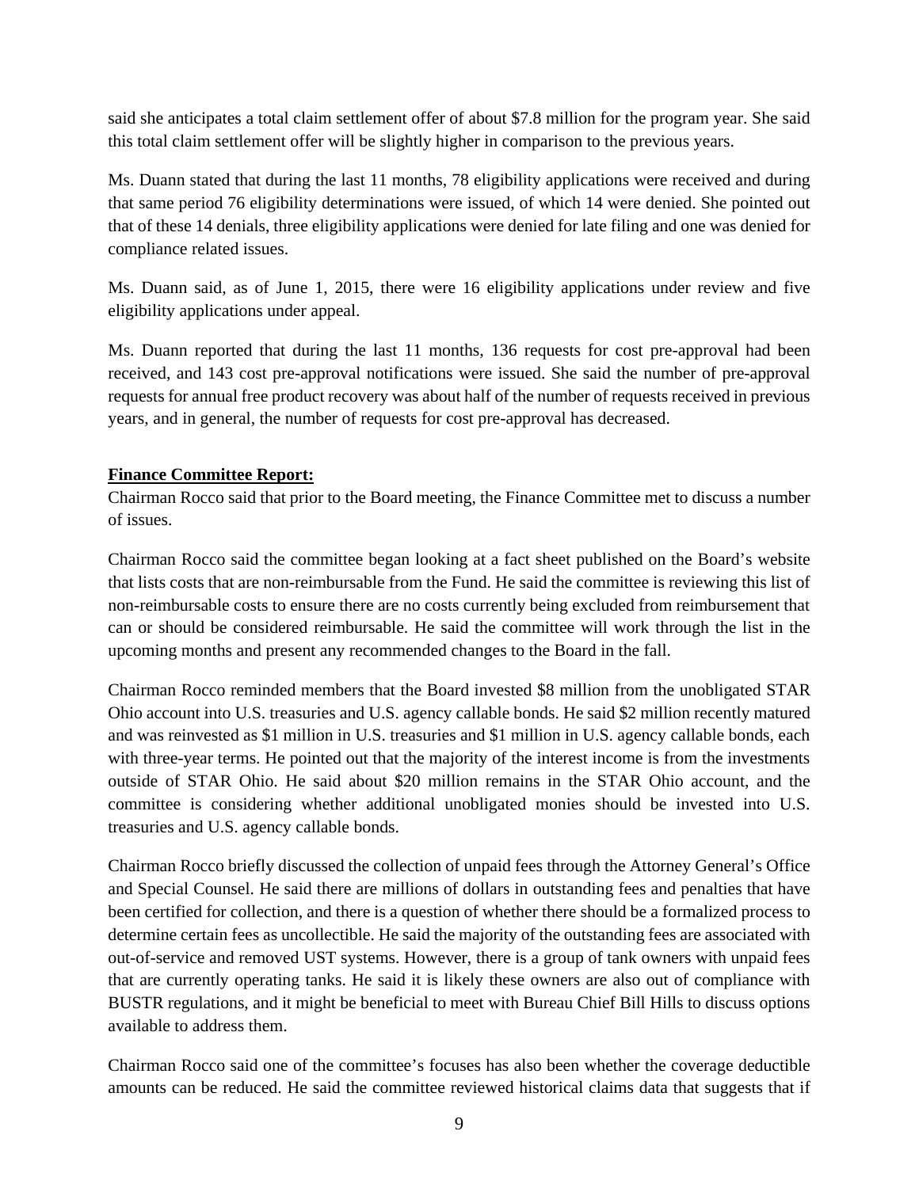said she anticipates a total claim settlement offer of about $7.8 million for the program year. She said this total claim settlement offer will be slightly higher in comparison to the previous years.

Ms. Duann stated that during the last 11 months, 78 eligibility applications were received and during that same period 76 eligibility determinations were issued, of which 14 were denied. She pointed out that of these 14 denials, three eligibility applications were denied for late filing and one was denied for compliance related issues.

Ms. Duann said, as of June 1, 2015, there were 16 eligibility applications under review and five eligibility applications under appeal.

Ms. Duann reported that during the last 11 months, 136 requests for cost pre-approval had been received, and 143 cost pre-approval notifications were issued. She said the number of pre-approval requests for annual free product recovery was about half of the number of requests received in previous years, and in general, the number of requests for cost pre-approval has decreased.

**Finance Committee Report:**

Chairman Rocco said that prior to the Board meeting, the Finance Committee met to discuss a number of issues.

Chairman Rocco said the committee began looking at a fact sheet published on the Board's website that lists costs that are non-reimbursable from the Fund. He said the committee is reviewing this list of non-reimbursable costs to ensure there are no costs currently being excluded from reimbursement that can or should be considered reimbursable. He said the committee will work through the list in the upcoming months and present any recommended changes to the Board in the fall.

Chairman Rocco reminded members that the Board invested $8 million from the unobligated STAR Ohio account into U.S. treasuries and U.S. agency callable bonds. He said $2 million recently matured and was reinvested as $1 million in U.S. treasuries and $1 million in U.S. agency callable bonds, each with three-year terms. He pointed out that the majority of the interest income is from the investments outside of STAR Ohio. He said about $20 million remains in the STAR Ohio account, and the committee is considering whether additional unobligated monies should be invested into U.S. treasuries and U.S. agency callable bonds.

Chairman Rocco briefly discussed the collection of unpaid fees through the Attorney General's Office and Special Counsel. He said there are millions of dollars in outstanding fees and penalties that have been certified for collection, and there is a question of whether there should be a formalized process to determine certain fees as uncollectible. He said the majority of the outstanding fees are associated with out-of-service and removed UST systems. However, there is a group of tank owners with unpaid fees that are currently operating tanks. He said it is likely these owners are also out of compliance with BUSTR regulations, and it might be beneficial to meet with Bureau Chief Bill Hills to discuss options available to address them.

Chairman Rocco said one of the committee's focuses has also been whether the coverage deductible amounts can be reduced. He said the committee reviewed historical claims data that suggests that if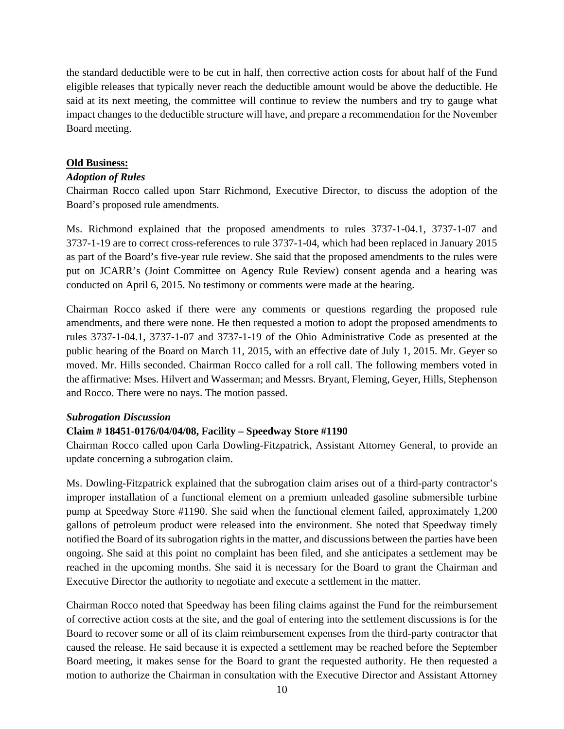the standard deductible were to be cut in half, then corrective action costs for about half of the Fund eligible releases that typically never reach the deductible amount would be above the deductible. He said at its next meeting, the committee will continue to review the numbers and try to gauge what impact changes to the deductible structure will have, and prepare a recommendation for the November Board meeting.

**Old Business:**

***Adoption of Rules***

Chairman Rocco called upon Starr Richmond, Executive Director, to discuss the adoption of the Board's proposed rule amendments.

Ms. Richmond explained that the proposed amendments to rules 3737-1-04.1, 3737-1-07 and 3737-1-19 are to correct cross-references to rule 3737-1-04, which had been replaced in January 2015 as part of the Board's five-year rule review. She said that the proposed amendments to the rules were put on JCARR's (Joint Committee on Agency Rule Review) consent agenda and a hearing was conducted on April 6, 2015. No testimony or comments were made at the hearing.

Chairman Rocco asked if there were any comments or questions regarding the proposed rule amendments, and there were none. He then requested a motion to adopt the proposed amendments to rules 3737-1-04.1, 3737-1-07 and 3737-1-19 of the Ohio Administrative Code as presented at the public hearing of the Board on March 11, 2015, with an effective date of July 1, 2015. Mr. Geyer so moved. Mr. Hills seconded. Chairman Rocco called for a roll call. The following members voted in the affirmative: Mses. Hilvert and Wasserman; and Messrs. Bryant, Fleming, Geyer, Hills, Stephenson and Rocco. There were no nays. The motion passed.

***Subrogation Discussion***

**Claim # 18451-0176/04/04/08, Facility – Speedway Store #1190**

Chairman Rocco called upon Carla Dowling-Fitzpatrick, Assistant Attorney General, to provide an update concerning a subrogation claim.

Ms. Dowling-Fitzpatrick explained that the subrogation claim arises out of a third-party contractor's improper installation of a functional element on a premium unleaded gasoline submersible turbine pump at Speedway Store #1190. She said when the functional element failed, approximately 1,200 gallons of petroleum product were released into the environment. She noted that Speedway timely notified the Board of its subrogation rights in the matter, and discussions between the parties have been ongoing. She said at this point no complaint has been filed, and she anticipates a settlement may be reached in the upcoming months. She said it is necessary for the Board to grant the Chairman and Executive Director the authority to negotiate and execute a settlement in the matter.

Chairman Rocco noted that Speedway has been filing claims against the Fund for the reimbursement of corrective action costs at the site, and the goal of entering into the settlement discussions is for the Board to recover some or all of its claim reimbursement expenses from the third-party contractor that caused the release. He said because it is expected a settlement may be reached before the September Board meeting, it makes sense for the Board to grant the requested authority. He then requested a motion to authorize the Chairman in consultation with the Executive Director and Assistant Attorney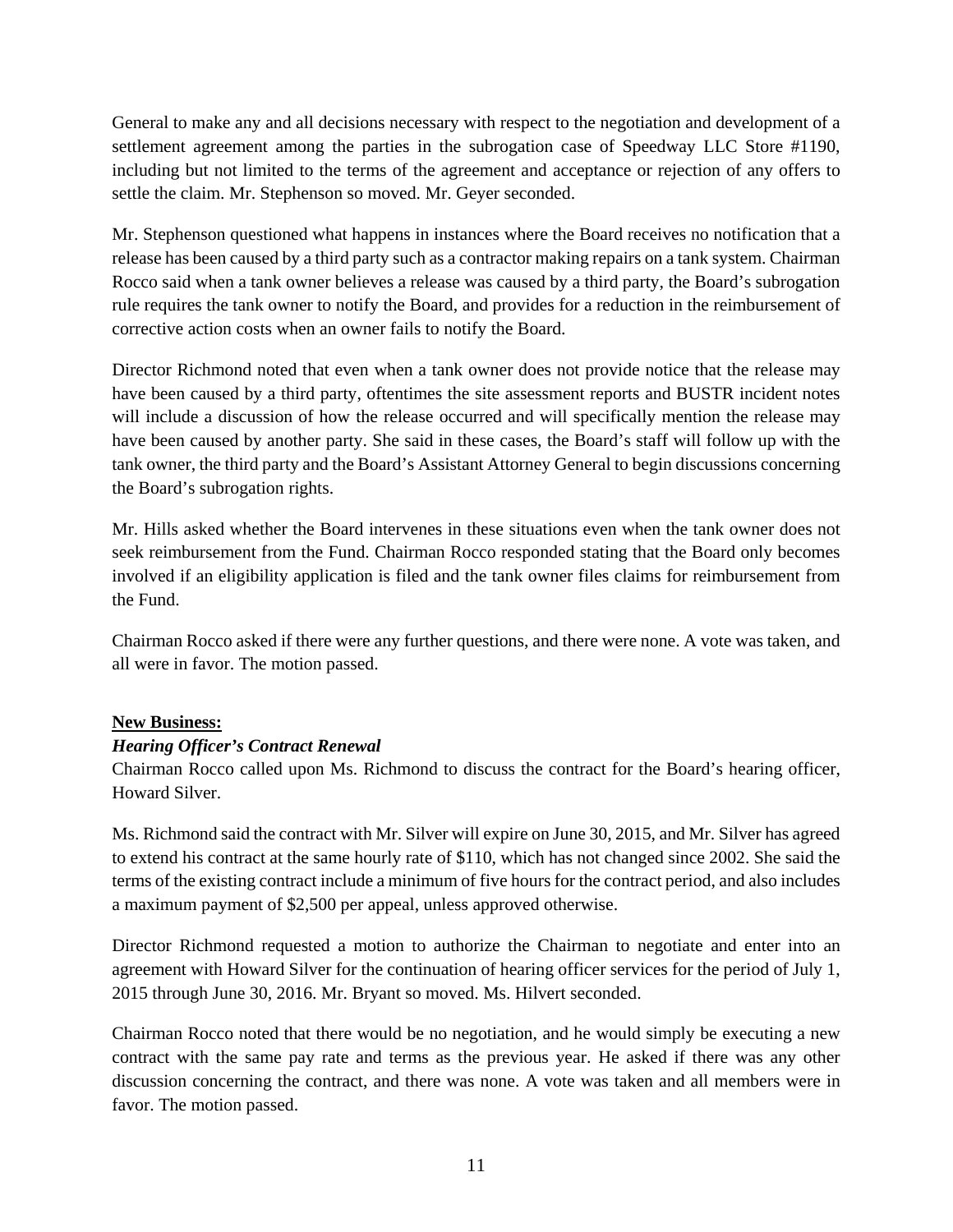General to make any and all decisions necessary with respect to the negotiation and development of a settlement agreement among the parties in the subrogation case of Speedway LLC Store #1190, including but not limited to the terms of the agreement and acceptance or rejection of any offers to settle the claim. Mr. Stephenson so moved. Mr. Geyer seconded.

Mr. Stephenson questioned what happens in instances where the Board receives no notification that a release has been caused by a third party such as a contractor making repairs on a tank system. Chairman Rocco said when a tank owner believes a release was caused by a third party, the Board's subrogation rule requires the tank owner to notify the Board, and provides for a reduction in the reimbursement of corrective action costs when an owner fails to notify the Board.

Director Richmond noted that even when a tank owner does not provide notice that the release may have been caused by a third party, oftentimes the site assessment reports and BUSTR incident notes will include a discussion of how the release occurred and will specifically mention the release may have been caused by another party. She said in these cases, the Board's staff will follow up with the tank owner, the third party and the Board's Assistant Attorney General to begin discussions concerning the Board's subrogation rights.

Mr. Hills asked whether the Board intervenes in these situations even when the tank owner does not seek reimbursement from the Fund. Chairman Rocco responded stating that the Board only becomes involved if an eligibility application is filed and the tank owner files claims for reimbursement from the Fund.

Chairman Rocco asked if there were any further questions, and there were none. A vote was taken, and all were in favor. The motion passed.

**New Business:**

***Hearing Officer's Contract Renewal***

Chairman Rocco called upon Ms. Richmond to discuss the contract for the Board's hearing officer, Howard Silver.

Ms. Richmond said the contract with Mr. Silver will expire on June 30, 2015, and Mr. Silver has agreed to extend his contract at the same hourly rate of $110, which has not changed since 2002. She said the terms of the existing contract include a minimum of five hours for the contract period, and also includes a maximum payment of $2,500 per appeal, unless approved otherwise.

Director Richmond requested a motion to authorize the Chairman to negotiate and enter into an agreement with Howard Silver for the continuation of hearing officer services for the period of July 1, 2015 through June 30, 2016. Mr. Bryant so moved. Ms. Hilvert seconded.

Chairman Rocco noted that there would be no negotiation, and he would simply be executing a new contract with the same pay rate and terms as the previous year. He asked if there was any other discussion concerning the contract, and there was none. A vote was taken and all members were in favor. The motion passed.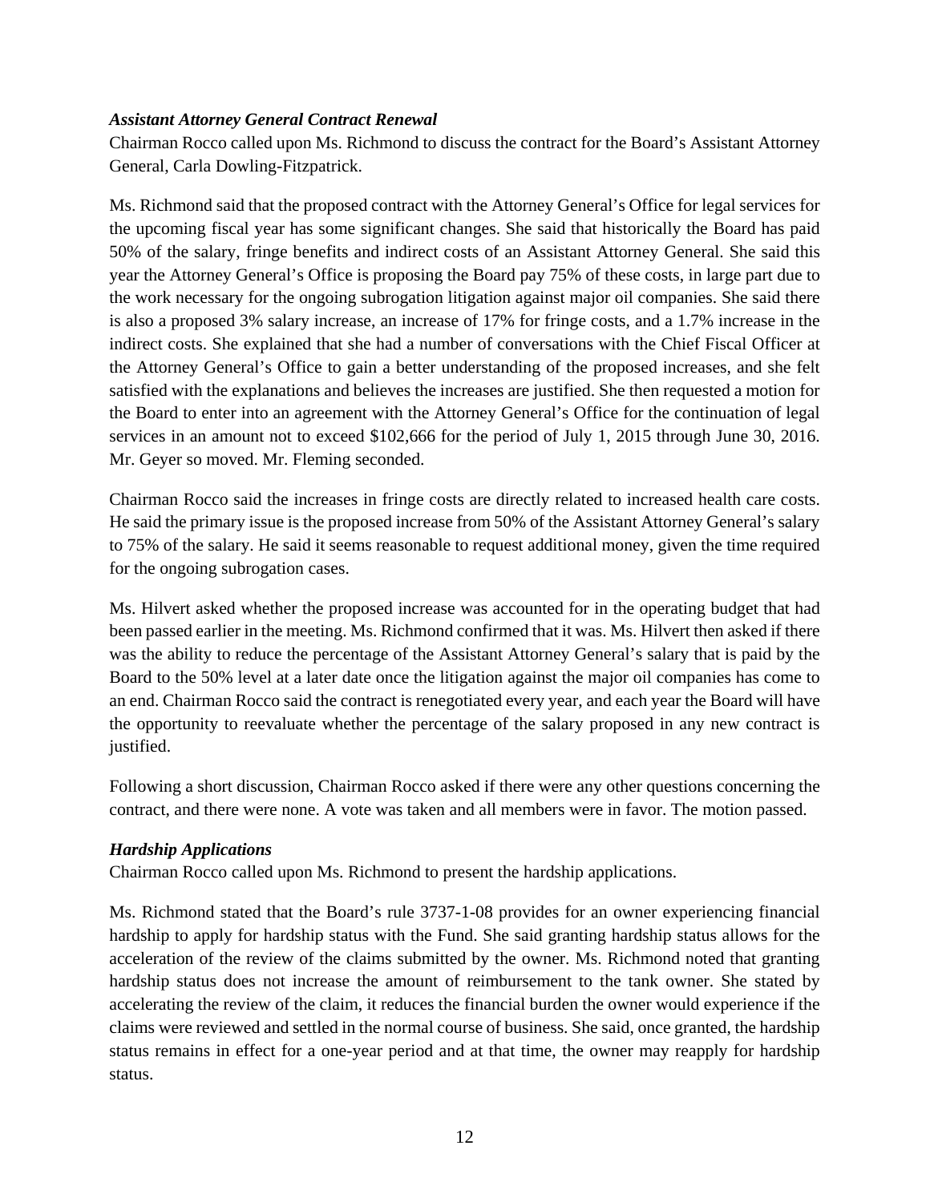***Assistant Attorney General Contract Renewal***

Chairman Rocco called upon Ms. Richmond to discuss the contract for the Board's Assistant Attorney General, Carla Dowling-Fitzpatrick.

Ms. Richmond said that the proposed contract with the Attorney General's Office for legal services for the upcoming fiscal year has some significant changes. She said that historically the Board has paid 50% of the salary, fringe benefits and indirect costs of an Assistant Attorney General. She said this year the Attorney General's Office is proposing the Board pay 75% of these costs, in large part due to the work necessary for the ongoing subrogation litigation against major oil companies. She said there is also a proposed 3% salary increase, an increase of 17% for fringe costs, and a 1.7% increase in the indirect costs. She explained that she had a number of conversations with the Chief Fiscal Officer at the Attorney General's Office to gain a better understanding of the proposed increases, and she felt satisfied with the explanations and believes the increases are justified. She then requested a motion for the Board to enter into an agreement with the Attorney General's Office for the continuation of legal services in an amount not to exceed $102,666 for the period of July 1, 2015 through June 30, 2016. Mr. Geyer so moved. Mr. Fleming seconded.

Chairman Rocco said the increases in fringe costs are directly related to increased health care costs. He said the primary issue is the proposed increase from 50% of the Assistant Attorney General's salary to 75% of the salary. He said it seems reasonable to request additional money, given the time required for the ongoing subrogation cases.

Ms. Hilvert asked whether the proposed increase was accounted for in the operating budget that had been passed earlier in the meeting. Ms. Richmond confirmed that it was. Ms. Hilvert then asked if there was the ability to reduce the percentage of the Assistant Attorney General's salary that is paid by the Board to the 50% level at a later date once the litigation against the major oil companies has come to an end. Chairman Rocco said the contract is renegotiated every year, and each year the Board will have the opportunity to reevaluate whether the percentage of the salary proposed in any new contract is justified.

Following a short discussion, Chairman Rocco asked if there were any other questions concerning the contract, and there were none. A vote was taken and all members were in favor. The motion passed.

***Hardship Applications***

Chairman Rocco called upon Ms. Richmond to present the hardship applications.

Ms. Richmond stated that the Board's rule 3737-1-08 provides for an owner experiencing financial hardship to apply for hardship status with the Fund. She said granting hardship status allows for the acceleration of the review of the claims submitted by the owner. Ms. Richmond noted that granting hardship status does not increase the amount of reimbursement to the tank owner. She stated by accelerating the review of the claim, it reduces the financial burden the owner would experience if the claims were reviewed and settled in the normal course of business. She said, once granted, the hardship status remains in effect for a one-year period and at that time, the owner may reapply for hardship status.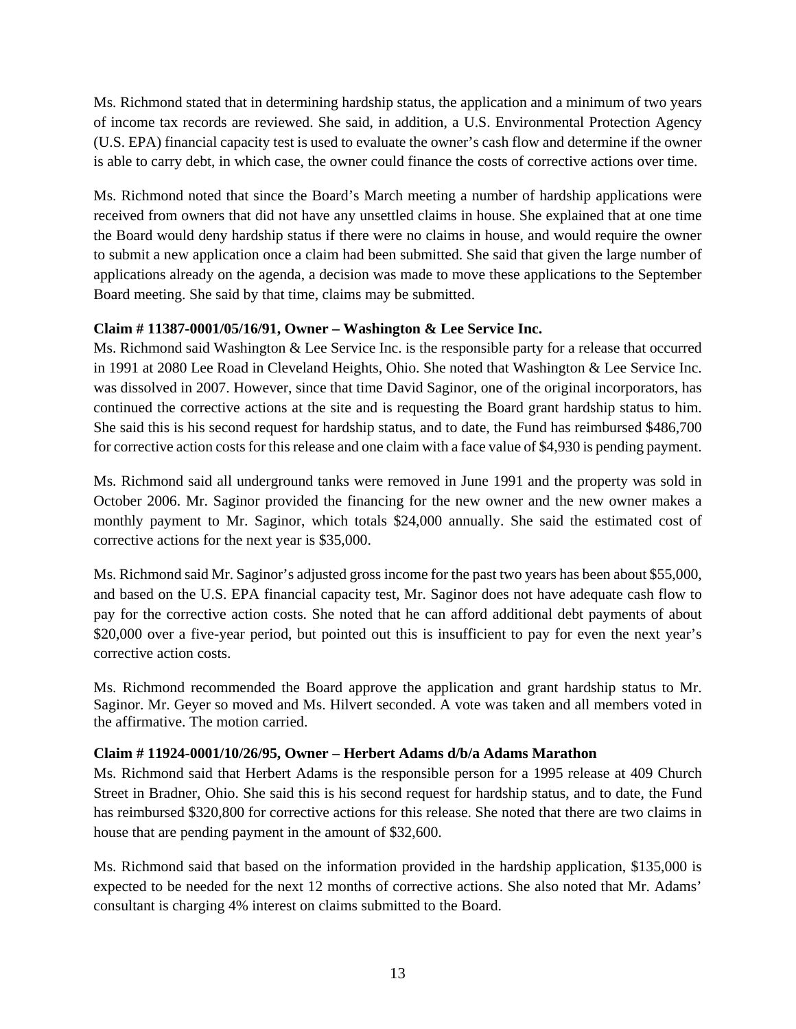Ms. Richmond stated that in determining hardship status, the application and a minimum of two years of income tax records are reviewed. She said, in addition, a U.S. Environmental Protection Agency (U.S. EPA) financial capacity test is used to evaluate the owner's cash flow and determine if the owner is able to carry debt, in which case, the owner could finance the costs of corrective actions over time.

Ms. Richmond noted that since the Board's March meeting a number of hardship applications were received from owners that did not have any unsettled claims in house. She explained that at one time the Board would deny hardship status if there were no claims in house, and would require the owner to submit a new application once a claim had been submitted. She said that given the large number of applications already on the agenda, a decision was made to move these applications to the September Board meeting. She said by that time, claims may be submitted.

**Claim # 11387-0001/05/16/91, Owner – Washington & Lee Service Inc.**

Ms. Richmond said Washington & Lee Service Inc. is the responsible party for a release that occurred in 1991 at 2080 Lee Road in Cleveland Heights, Ohio. She noted that Washington & Lee Service Inc. was dissolved in 2007. However, since that time David Saginor, one of the original incorporators, has continued the corrective actions at the site and is requesting the Board grant hardship status to him. She said this is his second request for hardship status, and to date, the Fund has reimbursed $486,700 for corrective action costs for this release and one claim with a face value of $4,930 is pending payment.

Ms. Richmond said all underground tanks were removed in June 1991 and the property was sold in October 2006. Mr. Saginor provided the financing for the new owner and the new owner makes a monthly payment to Mr. Saginor, which totals $24,000 annually. She said the estimated cost of corrective actions for the next year is $35,000.

Ms. Richmond said Mr. Saginor's adjusted gross income for the past two years has been about $55,000, and based on the U.S. EPA financial capacity test, Mr. Saginor does not have adequate cash flow to pay for the corrective action costs. She noted that he can afford additional debt payments of about $20,000 over a five-year period, but pointed out this is insufficient to pay for even the next year's corrective action costs.

Ms. Richmond recommended the Board approve the application and grant hardship status to Mr. Saginor. Mr. Geyer so moved and Ms. Hilvert seconded. A vote was taken and all members voted in the affirmative. The motion carried.

**Claim # 11924-0001/10/26/95, Owner – Herbert Adams d/b/a Adams Marathon**

Ms. Richmond said that Herbert Adams is the responsible person for a 1995 release at 409 Church Street in Bradner, Ohio. She said this is his second request for hardship status, and to date, the Fund has reimbursed $320,800 for corrective actions for this release. She noted that there are two claims in house that are pending payment in the amount of $32,600.

Ms. Richmond said that based on the information provided in the hardship application, $135,000 is expected to be needed for the next 12 months of corrective actions. She also noted that Mr. Adams' consultant is charging 4% interest on claims submitted to the Board.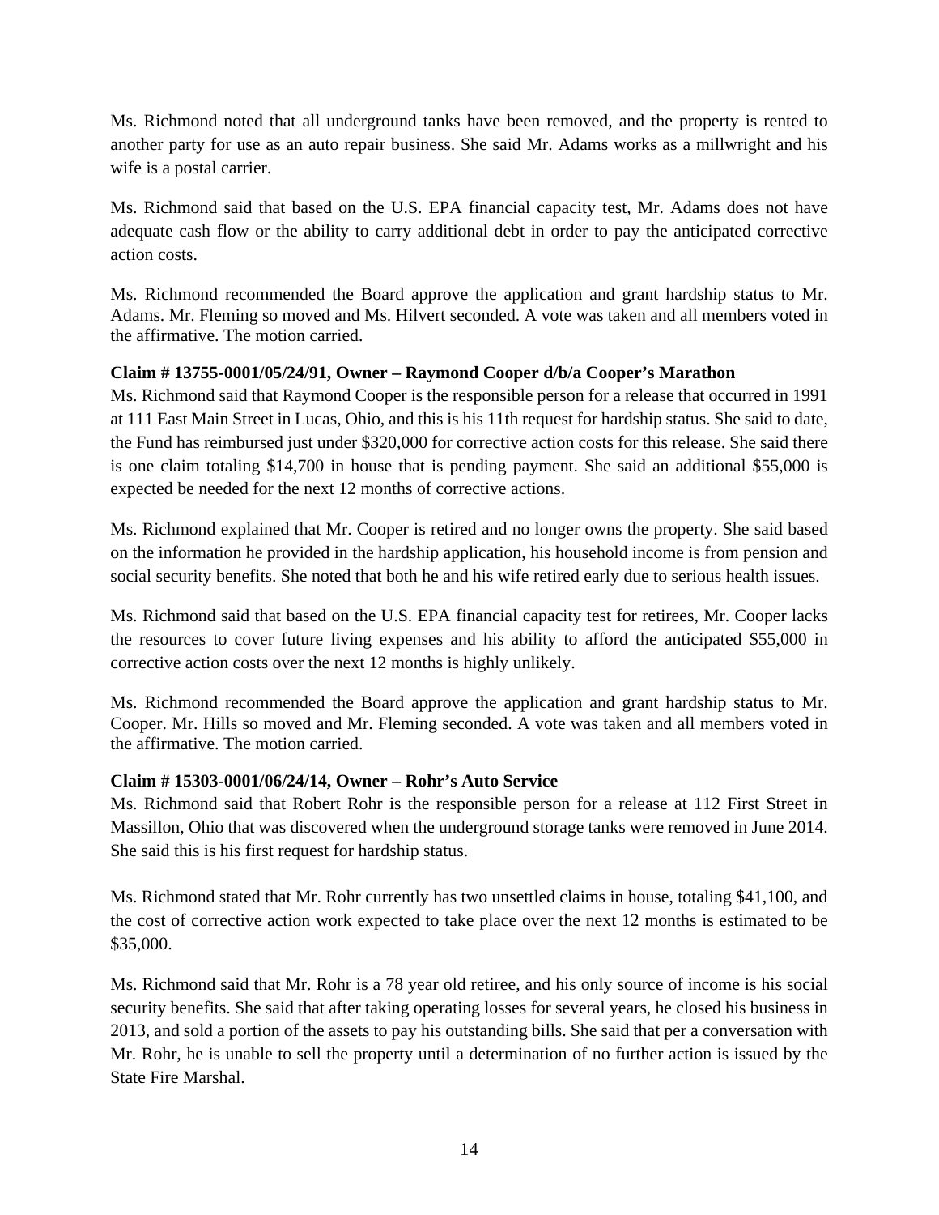Ms. Richmond noted that all underground tanks have been removed, and the property is rented to another party for use as an auto repair business. She said Mr. Adams works as a millwright and his wife is a postal carrier.

Ms. Richmond said that based on the U.S. EPA financial capacity test, Mr. Adams does not have adequate cash flow or the ability to carry additional debt in order to pay the anticipated corrective action costs.

Ms. Richmond recommended the Board approve the application and grant hardship status to Mr. Adams. Mr. Fleming so moved and Ms. Hilvert seconded. A vote was taken and all members voted in the affirmative. The motion carried.

**Claim # 13755-0001/05/24/91, Owner – Raymond Cooper d/b/a Cooper's Marathon**

Ms. Richmond said that Raymond Cooper is the responsible person for a release that occurred in 1991 at 111 East Main Street in Lucas, Ohio, and this is his 11th request for hardship status. She said to date, the Fund has reimbursed just under $320,000 for corrective action costs for this release. She said there is one claim totaling $14,700 in house that is pending payment. She said an additional $55,000 is expected be needed for the next 12 months of corrective actions.

Ms. Richmond explained that Mr. Cooper is retired and no longer owns the property. She said based on the information he provided in the hardship application, his household income is from pension and social security benefits. She noted that both he and his wife retired early due to serious health issues.

Ms. Richmond said that based on the U.S. EPA financial capacity test for retirees, Mr. Cooper lacks the resources to cover future living expenses and his ability to afford the anticipated $55,000 in corrective action costs over the next 12 months is highly unlikely.

Ms. Richmond recommended the Board approve the application and grant hardship status to Mr. Cooper. Mr. Hills so moved and Mr. Fleming seconded. A vote was taken and all members voted in the affirmative. The motion carried.

**Claim # 15303-0001/06/24/14, Owner – Rohr's Auto Service**

Ms. Richmond said that Robert Rohr is the responsible person for a release at 112 First Street in Massillon, Ohio that was discovered when the underground storage tanks were removed in June 2014. She said this is his first request for hardship status.

Ms. Richmond stated that Mr. Rohr currently has two unsettled claims in house, totaling $41,100, and the cost of corrective action work expected to take place over the next 12 months is estimated to be $35,000.

Ms. Richmond said that Mr. Rohr is a 78 year old retiree, and his only source of income is his social security benefits. She said that after taking operating losses for several years, he closed his business in 2013, and sold a portion of the assets to pay his outstanding bills. She said that per a conversation with Mr. Rohr, he is unable to sell the property until a determination of no further action is issued by the State Fire Marshal.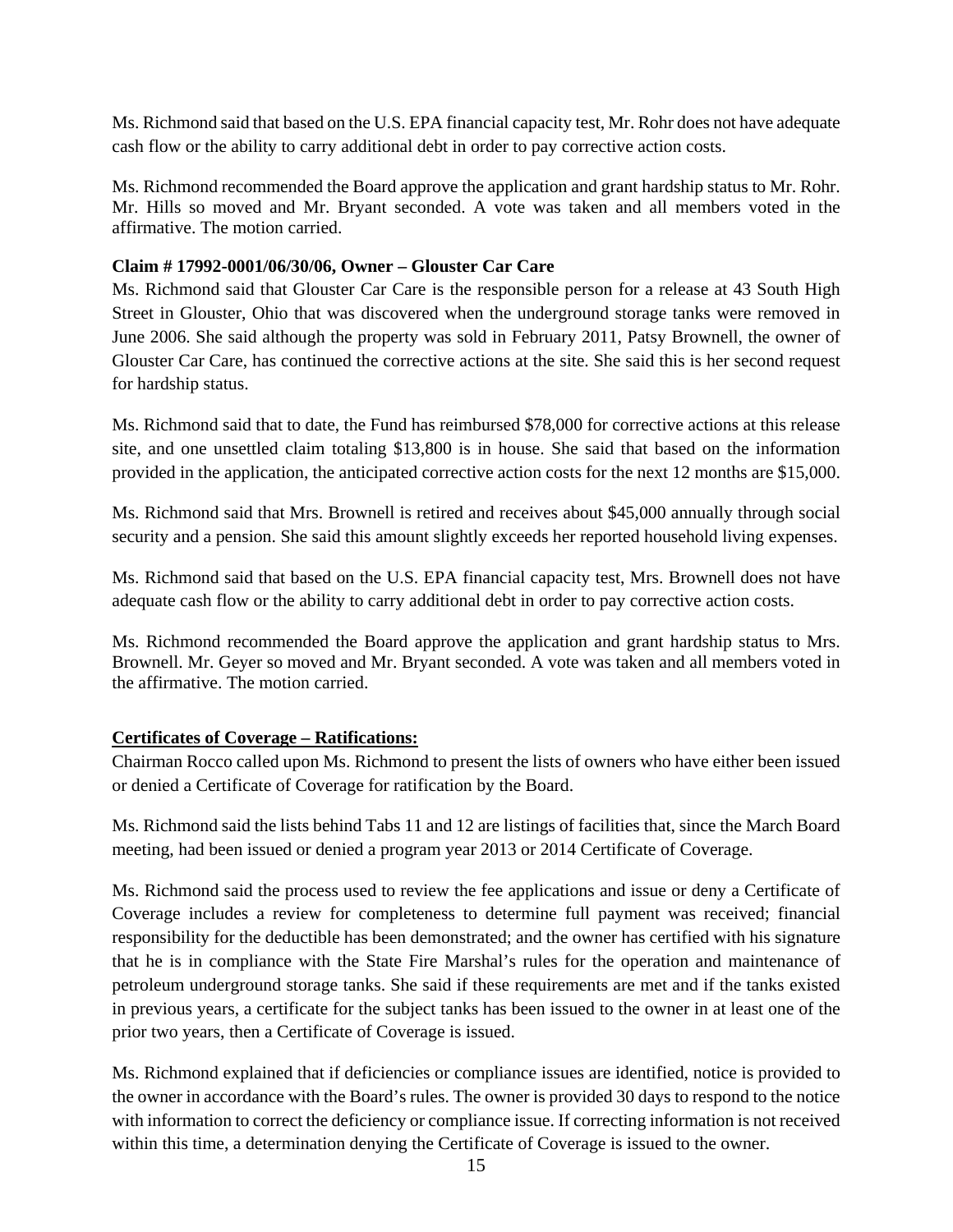Ms. Richmond said that based on the U.S. EPA financial capacity test, Mr. Rohr does not have adequate cash flow or the ability to carry additional debt in order to pay corrective action costs.

Ms. Richmond recommended the Board approve the application and grant hardship status to Mr. Rohr. Mr. Hills so moved and Mr. Bryant seconded. A vote was taken and all members voted in the affirmative. The motion carried.

**Claim # 17992-0001/06/30/06, Owner – Glouster Car Care**

Ms. Richmond said that Glouster Car Care is the responsible person for a release at 43 South High Street in Glouster, Ohio that was discovered when the underground storage tanks were removed in June 2006. She said although the property was sold in February 2011, Patsy Brownell, the owner of Glouster Car Care, has continued the corrective actions at the site. She said this is her second request for hardship status.

Ms. Richmond said that to date, the Fund has reimbursed $78,000 for corrective actions at this release site, and one unsettled claim totaling $13,800 is in house. She said that based on the information provided in the application, the anticipated corrective action costs for the next 12 months are $15,000.

Ms. Richmond said that Mrs. Brownell is retired and receives about $45,000 annually through social security and a pension. She said this amount slightly exceeds her reported household living expenses.

Ms. Richmond said that based on the U.S. EPA financial capacity test, Mrs. Brownell does not have adequate cash flow or the ability to carry additional debt in order to pay corrective action costs.

Ms. Richmond recommended the Board approve the application and grant hardship status to Mrs. Brownell. Mr. Geyer so moved and Mr. Bryant seconded. A vote was taken and all members voted in the affirmative. The motion carried.

**Certificates of Coverage – Ratifications:**

Chairman Rocco called upon Ms. Richmond to present the lists of owners who have either been issued or denied a Certificate of Coverage for ratification by the Board.

Ms. Richmond said the lists behind Tabs 11 and 12 are listings of facilities that, since the March Board meeting, had been issued or denied a program year 2013 or 2014 Certificate of Coverage.

Ms. Richmond said the process used to review the fee applications and issue or deny a Certificate of Coverage includes a review for completeness to determine full payment was received; financial responsibility for the deductible has been demonstrated; and the owner has certified with his signature that he is in compliance with the State Fire Marshal's rules for the operation and maintenance of petroleum underground storage tanks. She said if these requirements are met and if the tanks existed in previous years, a certificate for the subject tanks has been issued to the owner in at least one of the prior two years, then a Certificate of Coverage is issued.

Ms. Richmond explained that if deficiencies or compliance issues are identified, notice is provided to the owner in accordance with the Board's rules. The owner is provided 30 days to respond to the notice with information to correct the deficiency or compliance issue. If correcting information is not received within this time, a determination denying the Certificate of Coverage is issued to the owner.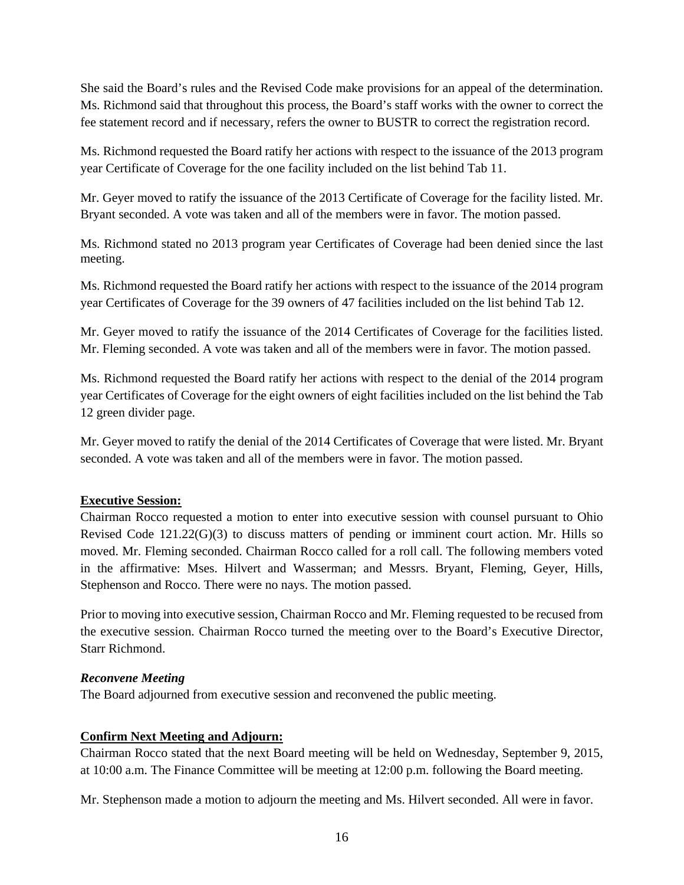She said the Board's rules and the Revised Code make provisions for an appeal of the determination. Ms. Richmond said that throughout this process, the Board's staff works with the owner to correct the fee statement record and if necessary, refers the owner to BUSTR to correct the registration record.

Ms. Richmond requested the Board ratify her actions with respect to the issuance of the 2013 program year Certificate of Coverage for the one facility included on the list behind Tab 11.

Mr. Geyer moved to ratify the issuance of the 2013 Certificate of Coverage for the facility listed. Mr. Bryant seconded. A vote was taken and all of the members were in favor. The motion passed.

Ms. Richmond stated no 2013 program year Certificates of Coverage had been denied since the last meeting.

Ms. Richmond requested the Board ratify her actions with respect to the issuance of the 2014 program year Certificates of Coverage for the 39 owners of 47 facilities included on the list behind Tab 12.

Mr. Geyer moved to ratify the issuance of the 2014 Certificates of Coverage for the facilities listed. Mr. Fleming seconded. A vote was taken and all of the members were in favor. The motion passed.

Ms. Richmond requested the Board ratify her actions with respect to the denial of the 2014 program year Certificates of Coverage for the eight owners of eight facilities included on the list behind the Tab 12 green divider page.

Mr. Geyer moved to ratify the denial of the 2014 Certificates of Coverage that were listed. Mr. Bryant seconded. A vote was taken and all of the members were in favor. The motion passed.

**Executive Session:**

Chairman Rocco requested a motion to enter into executive session with counsel pursuant to Ohio Revised Code 121.22(G)(3) to discuss matters of pending or imminent court action. Mr. Hills so moved. Mr. Fleming seconded. Chairman Rocco called for a roll call. The following members voted in the affirmative: Mses. Hilvert and Wasserman; and Messrs. Bryant, Fleming, Geyer, Hills, Stephenson and Rocco. There were no nays. The motion passed.

Prior to moving into executive session, Chairman Rocco and Mr. Fleming requested to be recused from the executive session. Chairman Rocco turned the meeting over to the Board's Executive Director, Starr Richmond.

***Reconvene Meeting***

The Board adjourned from executive session and reconvened the public meeting.

**Confirm Next Meeting and Adjourn:**

Chairman Rocco stated that the next Board meeting will be held on Wednesday, September 9, 2015, at 10:00 a.m. The Finance Committee will be meeting at 12:00 p.m. following the Board meeting.

Mr. Stephenson made a motion to adjourn the meeting and Ms. Hilvert seconded. All were in favor.